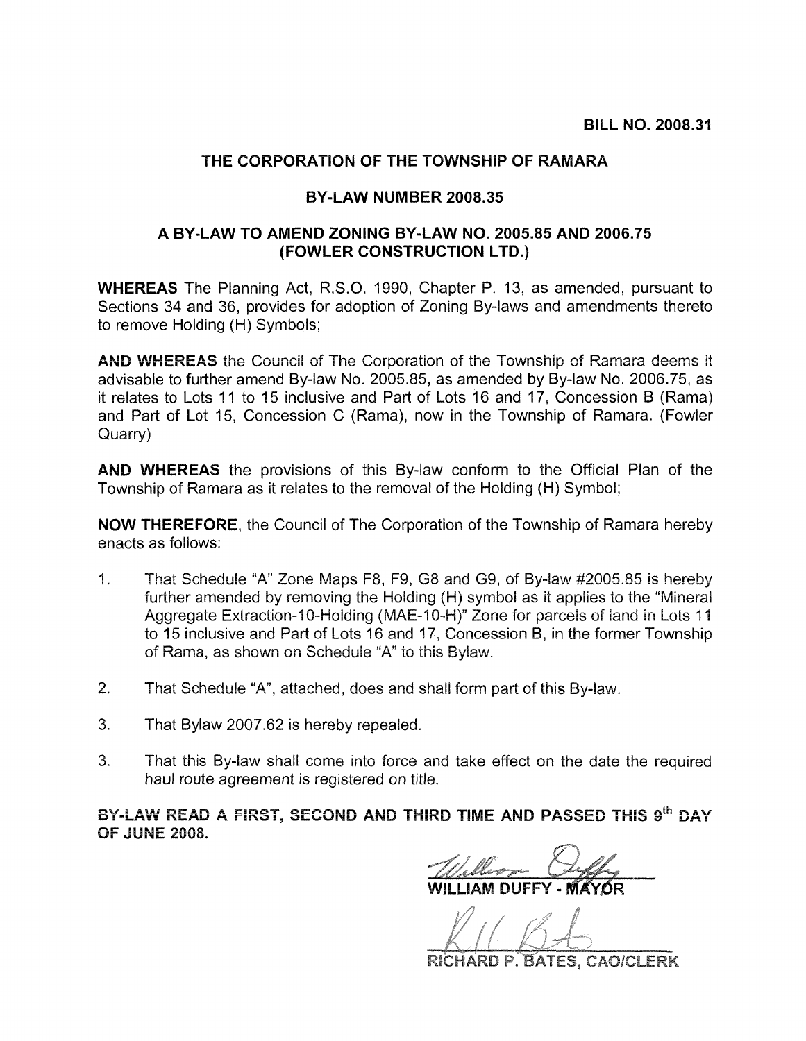**BILL NO. 2008.31**

# THE CORPORATION OF THE TOWNSHIP OF RAMARA

## BY-LAW NUMBER 2008.35

## A BY-LAW TO AMEND ZONING BY-LAW NO. 2005.85 AND 2006.75 (FOWLER CONSTRUCTION LTD.)

**WHEREAS** The Planning Act, R.S.O. 1990, Chapter P. 13, as amended, pursuant to Sections 34 and 36, provides for adoption of Zoning By-laws and amendments thereto to remove Holding (H) Symbols;

**AND WHEREAS** the Council of The Corporation of the Township of Ramara deems it advisable to further amend By-law No. 2005.85, as amended by By-law No. 2006.75, as it relates to Lots 11 to 15 inclusive and Part of Lots 16 and 17, Concession B (Rama) and Part of Lot 15, Concession C (Rama), now in the Township of Ramara. (Fowler Quarry)

**AND WHEREAS** the provisions of this By-law conform to the Official Plan of the Township of Ramara as it relates to the removal of the Holding (H) Symbol;

**NOW THEREFORE**, the Council of The Corporation of the Township of Ramara hereby enacts as follows:

1. That Schedule "A" Zone Maps F8, F9, G8 and G9, of By-law #2005.85 is hereby further amended by removing the Holding (H) symbol as it applies to the "Mineral Aggregate Extraction-10-Holding (MAE-10-H)" Zone for parcels of land in Lots 11 to 15 inclusive and Part of Lots 16 and 17, Concession B, in the former Township of Rama, as shown on Schedule "A" to this Bylaw.

2. That Schedule "A", attached, does and shall form part of this By-law.

3. That Bylaw 2007.62 is hereby repealed.

3. That this By-law shall come into force and take effect on the date the required haul route agreement is registered on title.

**BY-LAW READ A FIRST, SECOND AND THIRD TIME AND PASSED THIS 9th DAY OF JUNE 2008.**

WILLIAM DUFFY - MAYOR

RICHARD P. BATES, CAO/CLERK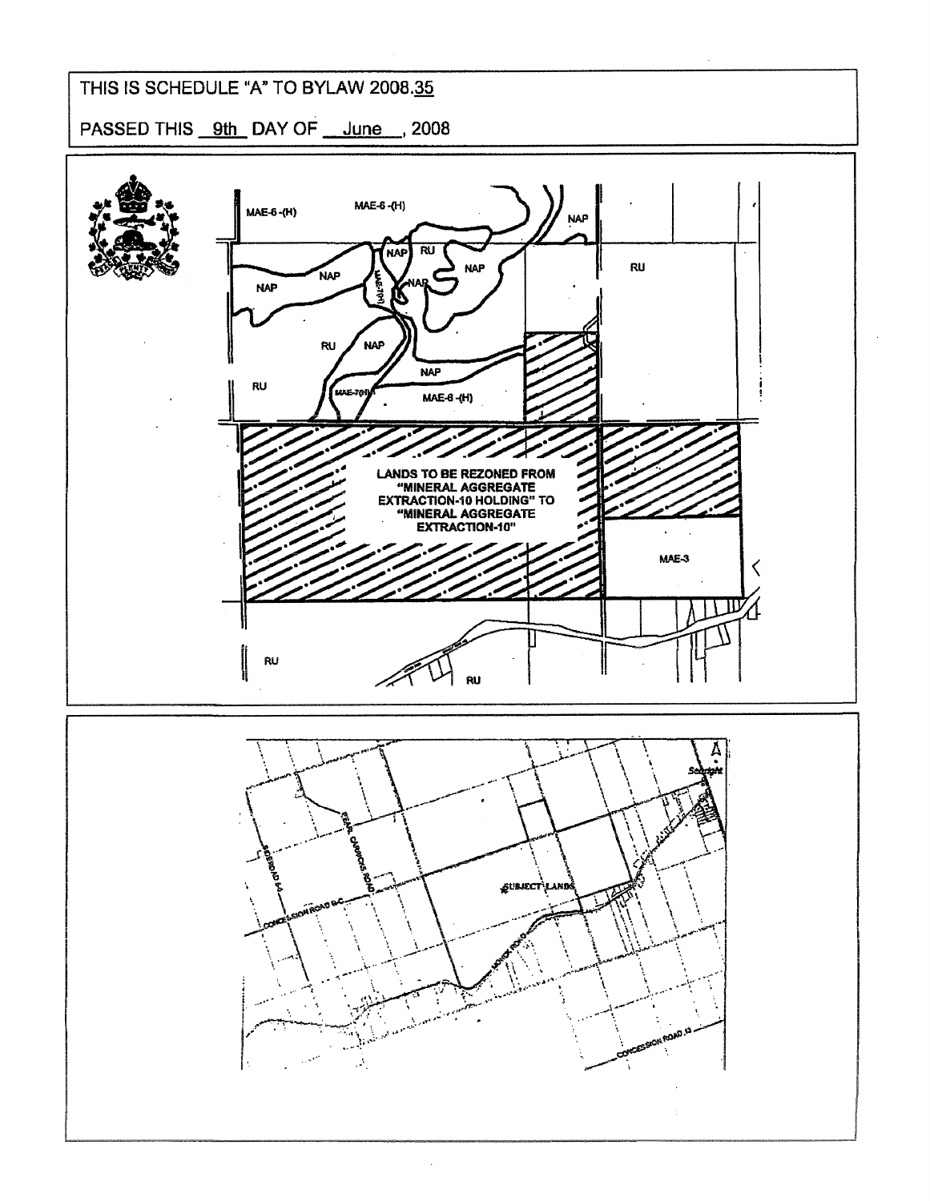THIS IS SCHEDULE "A" TO BYLAW 2008.35

PASSED THIS 9th DAY OF June, 2008

MAE-6 -(H)

MAE-6 -(H)

NAP

RU

NAP

NAP

RU

NAP

NAP

MAE-7(H)

NAP

RU

NAP

RU

NAP

MAE-7(H)

MAE-6 -(H)

LANDS TO BE REZONED FROM "MINERAL AGGREGATE EXTRACTION-10 HOLDING" TO "MINERAL AGGREGATE EXTRACTION-10"

MAE-3

RU

RU

SIDEROAD 6-6

PEARL CARROLL ROAD

CONCESSION ROAD 11-C

SUBJECT LANDS

MONCK ROAD

CONCESSION ROAD 13

Sebright